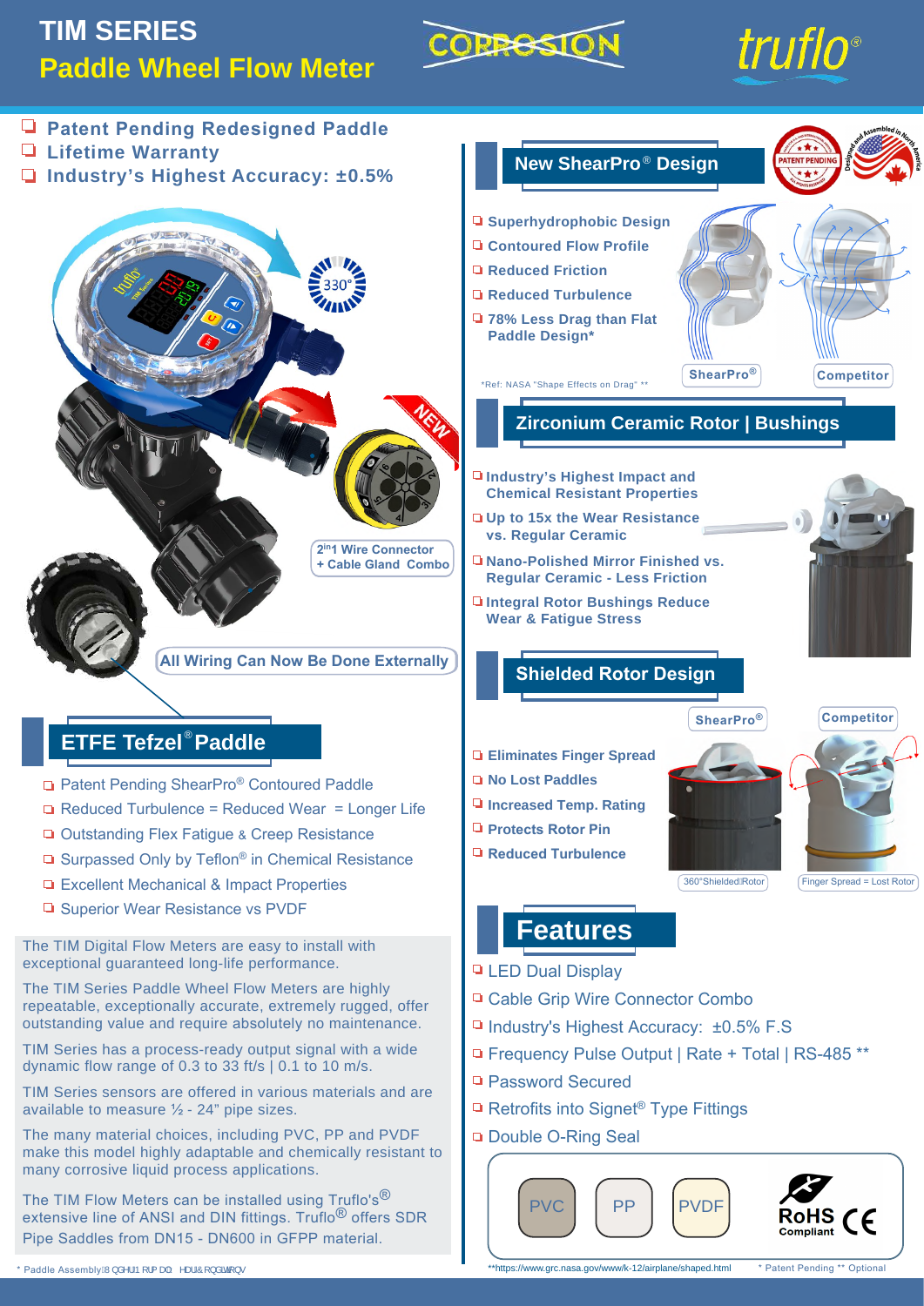# TIM SERIES

## Paddle Wheel Flow Meter

CORROSION

truflo®

- Patent Pending Redesigned Paddle
- Lifetime Warranty
- Industry's Highest Accuracy: ±0.5%

330°

NEW

2in1 Wire Connector + Cable Gland Combo

All Wiring Can Now Be Done Externally

## ETFE Tefzel® Paddle

- Patent Pending ShearPro® Contoured Paddle
- Reduced Turbulence = Reduced Wear = Longer Life
- Outstanding Flex Fatigue & Creep Resistance
- Surpassed Only by Teflon® in Chemical Resistance
- Excellent Mechanical & Impact Properties
- Superior Wear Resistance vs PVDF

The TIM Digital Flow Meters are easy to install with exceptional guaranteed long-life performance.

The TIM Series Paddle Wheel Flow Meters are highly repeatable, exceptionally accurate, extremely rugged, offer outstanding value and require absolutely no maintenance.

TIM Series has a process-ready output signal with a wide dynamic flow range of 0.3 to 33 ft/s | 0.1 to 10 m/s.

TIM Series sensors are offered in various materials and are available to measure ½ - 24" pipe sizes.

The many material choices, including PVC, PP and PVDF make this model highly adaptable and chemically resistant to many corrosive liquid process applications.

The TIM Flow Meters can be installed using Truflo's® extensive line of ANSI and DIN fittings. Truflo® offers SDR Pipe Saddles from DN15 - DN600 in GFPP material.

## New ShearPro® Design

PATENT PENDING — Designed and Assembled in North America

- Superhydrophobic Design
- Contoured Flow Profile
- Reduced Friction
- Reduced Turbulence
- 78% Less Drag than Flat Paddle Design*

ShearPro® | Competitor

*Ref: NASA "Shape Effects on Drag" **

## Zirconium Ceramic Rotor | Bushings

- Industry's Highest Impact and Chemical Resistant Properties
- Up to 15x the Wear Resistance vs. Regular Ceramic
- Nano-Polished Mirror Finished vs. Regular Ceramic - Less Friction
- Integral Rotor Bushings Reduce Wear & Fatigue Stress

## Shielded Rotor Design

- Eliminates Finger Spread
- No Lost Paddles
- Increased Temp. Rating
- Protects Rotor Pin
- Reduced Turbulence

ShearPro®: 360° Shielded Rotor | Competitor: Finger Spread = Lost Rotor

## Features

- LED Dual Display
- Cable Grip Wire Connector Combo
- Industry's Highest Accuracy: ±0.5% F.S
- Frequency Pulse Output | Rate + Total | RS-485 **
- Password Secured
- Retrofits into Signet® Type Fittings
- Double O-Ring Seal

PVC | PP | PVDF — RoHS Compliant CE

* Paddle Assembly Under Normal Operating Conditions

**https://www.grc.nasa.gov/www/k-12/airplane/shaped.html

* Patent Pending ** Optional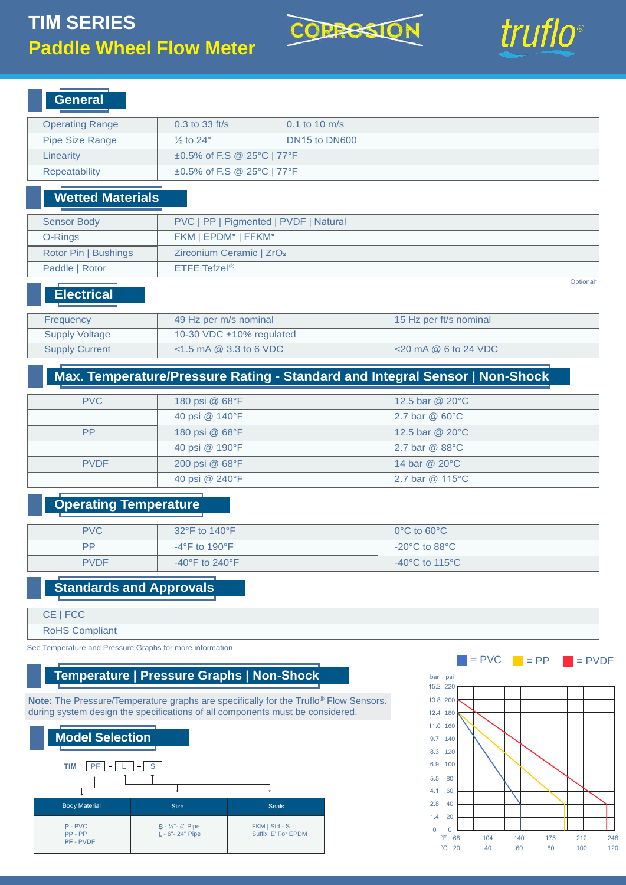# TIM SERIES
## Paddle Wheel Flow Meter

CORROSION

truflo®

### General

| | | |
|---|---|---|
| Operating Range | 0.3 to 33 ft/s | 0.1 to 10 m/s |
| Pipe Size Range | ½ to 24" | DN15 to DN600 |
| Linearity | ±0.5% of F.S @ 25°C \| 77°F | |
| Repeatability | ±0.5% of F.S @ 25°C \| 77°F | |

### Wetted Materials

| | |
|---|---|
| Sensor Body | PVC \| PP \| Pigmented \| PVDF \| Natural |
| O-Rings | FKM \| EPDM* \| FFKM* |
| Rotor Pin \| Bushings | Zirconium Ceramic \| $ZrO_2$ |
| Paddle \| Rotor | ETFE Tefzel® |

Optional*

### Electrical

| | | |
|---|---|---|
| Frequency | 49 Hz per m/s nominal | 15 Hz per ft/s nominal |
| Supply Voltage | 10-30 VDC ±10% regulated | |
| Supply Current | <1.5 mA @ 3.3 to 6 VDC | <20 mA @ 6 to 24 VDC |

### Max. Temperature/Pressure Rating - Standard and Integral Sensor | Non-Shock

| | | |
|---|---|---|
| PVC | 180 psi @ 68°F | 12.5 bar @ 20°C |
| | 40 psi @ 140°F | 2.7 bar @ 60°C |
| PP | 180 psi @ 68°F | 12.5 bar @ 20°C |
| | 40 psi @ 190°F | 2.7 bar @ 88°C |
| PVDF | 200 psi @ 68°F | 14 bar @ 20°C |
| | 40 psi @ 240°F | 2.7 bar @ 115°C |

### Operating Temperature

| | | |
|---|---|---|
| PVC | 32°F to 140°F | 0°C to 60°C |
| PP | -4°F to 190°F | -20°C to 88°C |
| PVDF | -40°F to 240°F | -40°C to 115°C |

### Standards and Approvals

CE | FCC

RoHS Compliant

See Temperature and Pressure Graphs for more information

### Temperature | Pressure Graphs | Non-Shock

**Note:** The Pressure/Temperature graphs are specifically for the Truflo® Flow Sensors. during system design the specifications of all components must be considered.

= PVC = PP = PVDF

bar psi

15.2 220
13.8 200
12.4 180
11.0 160
9.7 140
8.3 120
6.9 100
5.5 80
4.1 60
2.8 40
1.4 20
0 0

°F 68 104 140 175 212 248

°C 20 40 60 80 100 120

### Model Selection

TIM – PF – L – S

| Body Material | Size | Seals |
|---|---|---|
| **P** - PVC<br>**PP** - PP<br>**PF** - PVDF | **S** - ½"- 4" Pipe<br>**L** - 6"- 24" Pipe | FKM \| Std - S<br>Suffix 'E' For EPDM |